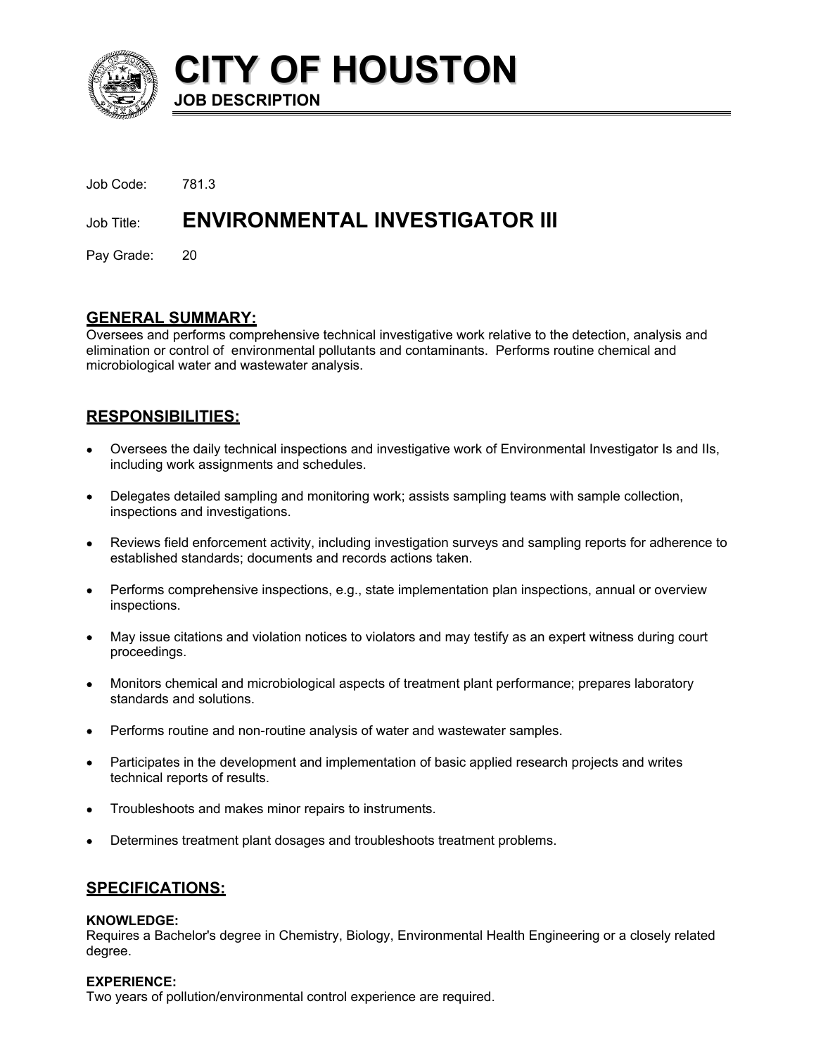# CITY OF HOUSTON

**JOB DESCRIPTION**

Job Code: 781.3

Job Title: **ENVIRONMENTAL INVESTIGATOR III**

Pay Grade: 20

## GENERAL SUMMARY:

Oversees and performs comprehensive technical investigative work relative to the detection, analysis and elimination or control of environmental pollutants and contaminants. Performs routine chemical and microbiological water and wastewater analysis.

## RESPONSIBILITIES:

- Oversees the daily technical inspections and investigative work of Environmental Investigator Is and IIs, including work assignments and schedules.
- Delegates detailed sampling and monitoring work; assists sampling teams with sample collection, inspections and investigations.
- Reviews field enforcement activity, including investigation surveys and sampling reports for adherence to established standards; documents and records actions taken.
- Performs comprehensive inspections, e.g., state implementation plan inspections, annual or overview inspections.
- May issue citations and violation notices to violators and may testify as an expert witness during court proceedings.
- Monitors chemical and microbiological aspects of treatment plant performance; prepares laboratory standards and solutions.
- Performs routine and non-routine analysis of water and wastewater samples.
- Participates in the development and implementation of basic applied research projects and writes technical reports of results.
- Troubleshoots and makes minor repairs to instruments.
- Determines treatment plant dosages and troubleshoots treatment problems.

## SPECIFICATIONS:

**KNOWLEDGE:**
Requires a Bachelor's degree in Chemistry, Biology, Environmental Health Engineering or a closely related degree.

**EXPERIENCE:**
Two years of pollution/environmental control experience are required.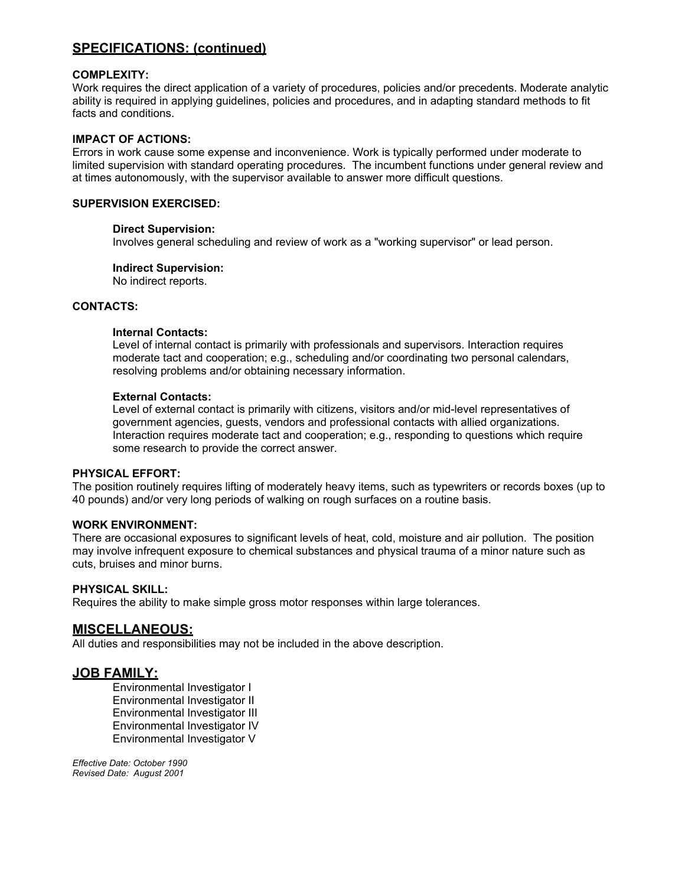## SPECIFICATIONS: (continued)

**COMPLEXITY:**
Work requires the direct application of a variety of procedures, policies and/or precedents. Moderate analytic ability is required in applying guidelines, policies and procedures, and in adapting standard methods to fit facts and conditions.

**IMPACT OF ACTIONS:**
Errors in work cause some expense and inconvenience. Work is typically performed under moderate to limited supervision with standard operating procedures. The incumbent functions under general review and at times autonomously, with the supervisor available to answer more difficult questions.

**SUPERVISION EXERCISED:**

**Direct Supervision:**
Involves general scheduling and review of work as a "working supervisor" or lead person.

**Indirect Supervision:**
No indirect reports.

**CONTACTS:**

**Internal Contacts:**
Level of internal contact is primarily with professionals and supervisors. Interaction requires moderate tact and cooperation; e.g., scheduling and/or coordinating two personal calendars, resolving problems and/or obtaining necessary information.

**External Contacts:**
Level of external contact is primarily with citizens, visitors and/or mid-level representatives of government agencies, guests, vendors and professional contacts with allied organizations. Interaction requires moderate tact and cooperation; e.g., responding to questions which require some research to provide the correct answer.

**PHYSICAL EFFORT:**
The position routinely requires lifting of moderately heavy items, such as typewriters or records boxes (up to 40 pounds) and/or very long periods of walking on rough surfaces on a routine basis.

**WORK ENVIRONMENT:**
There are occasional exposures to significant levels of heat, cold, moisture and air pollution. The position may involve infrequent exposure to chemical substances and physical trauma of a minor nature such as cuts, bruises and minor burns.

**PHYSICAL SKILL:**
Requires the ability to make simple gross motor responses within large tolerances.

## MISCELLANEOUS:

All duties and responsibilities may not be included in the above description.

## JOB FAMILY:

Environmental Investigator I
Environmental Investigator II
Environmental Investigator III
Environmental Investigator IV
Environmental Investigator V

*Effective Date: October 1990*
*Revised Date: August 2001*